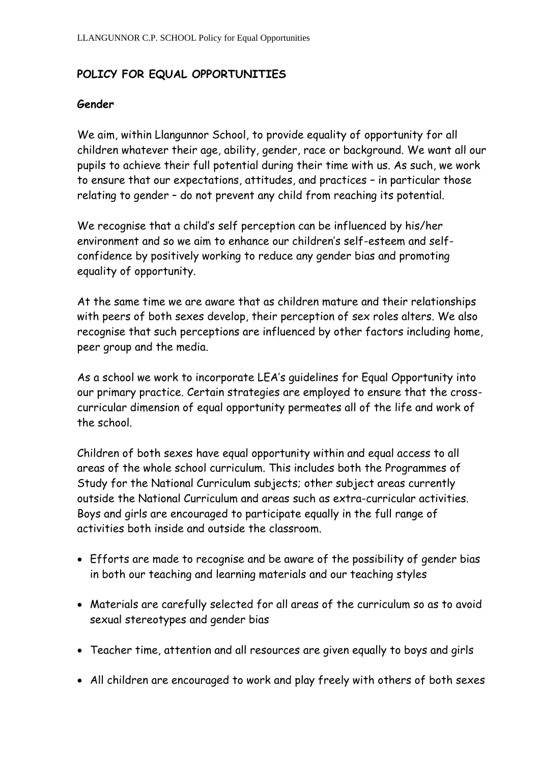# POLICY FOR EQUAL OPPORTUNITIES

## Gender

We aim, within Llangunnor School, to provide equality of opportunity for all children whatever their age, ability, gender, race or background. We want all our pupils to achieve their full potential during their time with us. As such, we work to ensure that our expectations, attitudes, and practices – in particular those relating to gender – do not prevent any child from reaching its potential.

We recognise that a child's self perception can be influenced by his/her environment and so we aim to enhance our children's self-esteem and self-confidence by positively working to reduce any gender bias and promoting equality of opportunity.

At the same time we are aware that as children mature and their relationships with peers of both sexes develop, their perception of sex roles alters. We also recognise that such perceptions are influenced by other factors including home, peer group and the media.

As a school we work to incorporate LEA's guidelines for Equal Opportunity into our primary practice. Certain strategies are employed to ensure that the cross-curricular dimension of equal opportunity permeates all of the life and work of the school.

Children of both sexes have equal opportunity within and equal access to all areas of the whole school curriculum. This includes both the Programmes of Study for the National Curriculum subjects; other subject areas currently outside the National Curriculum and areas such as extra-curricular activities. Boys and girls are encouraged to participate equally in the full range of activities both inside and outside the classroom.

- Efforts are made to recognise and be aware of the possibility of gender bias in both our teaching and learning materials and our teaching styles
- Materials are carefully selected for all areas of the curriculum so as to avoid sexual stereotypes and gender bias
- Teacher time, attention and all resources are given equally to boys and girls
- All children are encouraged to work and play freely with others of both sexes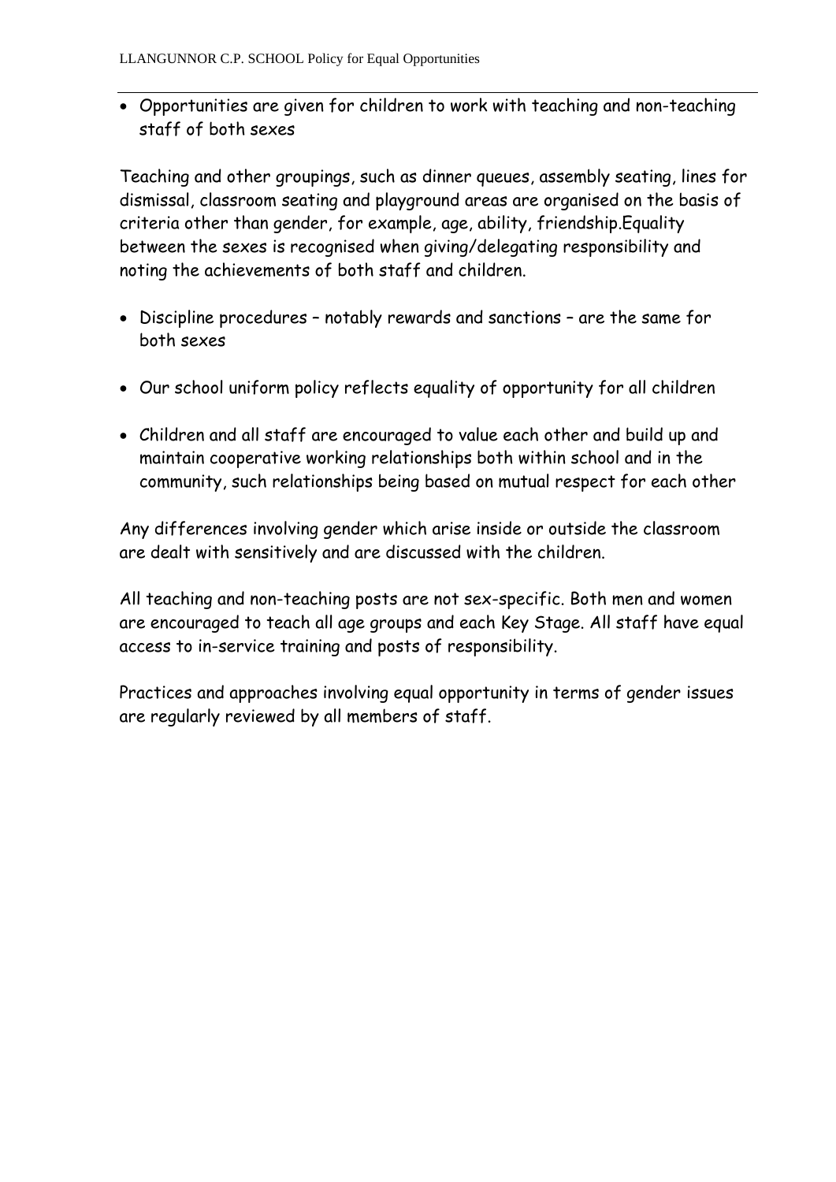- Opportunities are given for children to work with teaching and non-teaching staff of both sexes

Teaching and other groupings, such as dinner queues, assembly seating, lines for dismissal, classroom seating and playground areas are organised on the basis of criteria other than gender, for example, age, ability, friendship.Equality between the sexes is recognised when giving/delegating responsibility and noting the achievements of both staff and children.

- Discipline procedures – notably rewards and sanctions – are the same for both sexes
- Our school uniform policy reflects equality of opportunity for all children
- Children and all staff are encouraged to value each other and build up and maintain cooperative working relationships both within school and in the community, such relationships being based on mutual respect for each other

Any differences involving gender which arise inside or outside the classroom are dealt with sensitively and are discussed with the children.

All teaching and non-teaching posts are not sex-specific. Both men and women are encouraged to teach all age groups and each Key Stage. All staff have equal access to in-service training and posts of responsibility.

Practices and approaches involving equal opportunity in terms of gender issues are regularly reviewed by all members of staff.